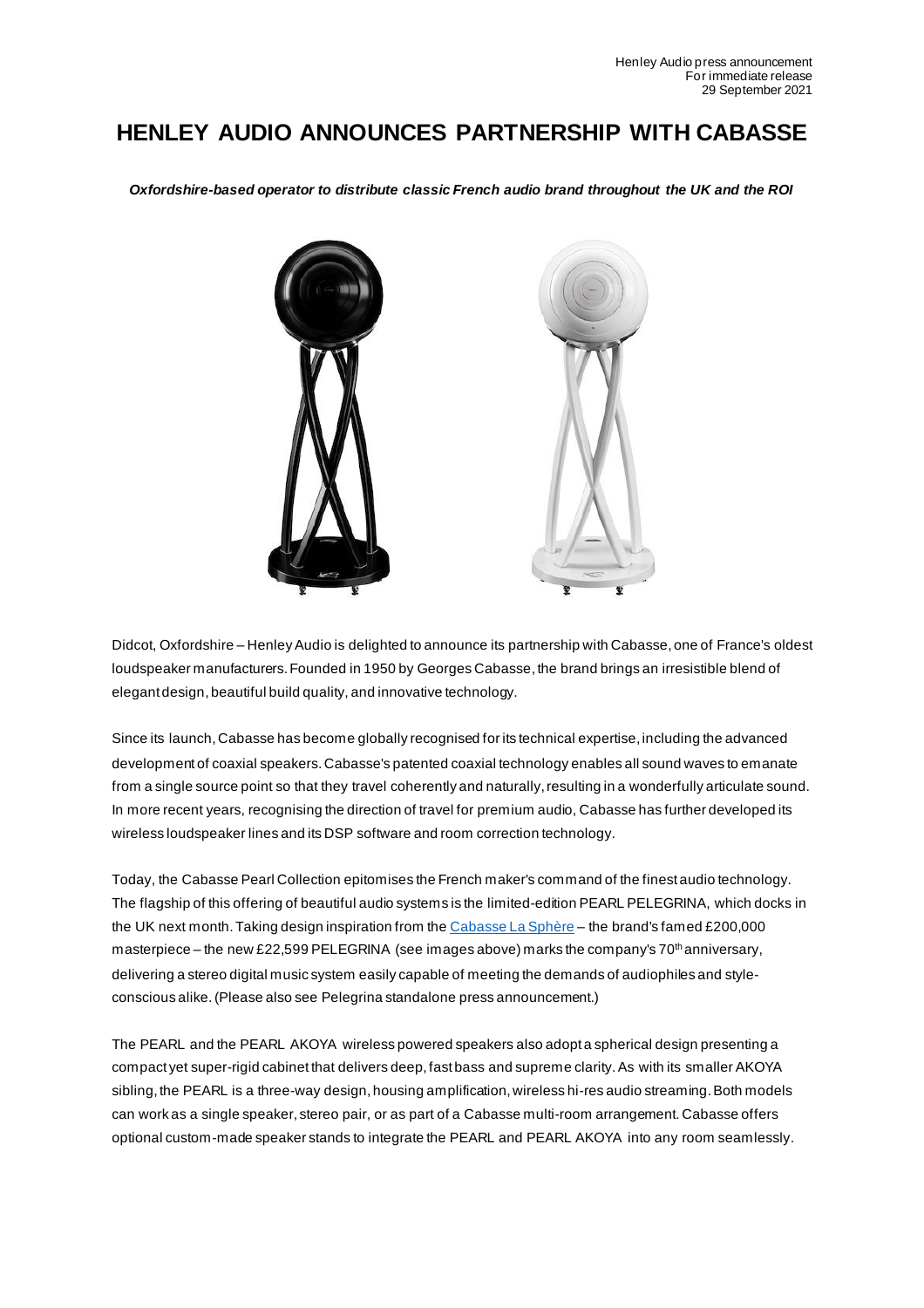Henley Audio press announcement
For immediate release
29 September 2021

# HENLEY AUDIO ANNOUNCES PARTNERSHIP WITH CABASSE

***Oxfordshire-based operator to distribute classic French audio brand throughout the UK and the ROI***

Didcot, Oxfordshire – Henley Audio is delighted to announce its partnership with Cabasse, one of France's oldest loudspeaker manufacturers. Founded in 1950 by Georges Cabasse, the brand brings an irresistible blend of elegant design, beautiful build quality, and innovative technology.

Since its launch, Cabasse has become globally recognised for its technical expertise, including the advanced development of coaxial speakers. Cabasse's patented coaxial technology enables all sound waves to emanate from a single source point so that they travel coherently and naturally, resulting in a wonderfully articulate sound. In more recent years, recognising the direction of travel for premium audio, Cabasse has further developed its wireless loudspeaker lines and its DSP software and room correction technology.

Today, the Cabasse Pearl Collection epitomises the French maker's command of the finest audio technology. The flagship of this offering of beautiful audio systems is the limited-edition PEARL PELEGRINA, which docks in the UK next month. Taking design inspiration from the Cabasse La Sphère – the brand's famed £200,000 masterpiece – the new £22,599 PELEGRINA (see images above) marks the company's 70th anniversary, delivering a stereo digital music system easily capable of meeting the demands of audiophiles and style-conscious alike. (Please also see Pelegrina standalone press announcement.)

The PEARL and the PEARL AKOYA wireless powered speakers also adopt a spherical design presenting a compact yet super-rigid cabinet that delivers deep, fast bass and supreme clarity. As with its smaller AKOYA sibling, the PEARL is a three-way design, housing amplification, wireless hi-res audio streaming. Both models can work as a single speaker, stereo pair, or as part of a Cabasse multi-room arrangement. Cabasse offers optional custom-made speaker stands to integrate the PEARL and PEARL AKOYA into any room seamlessly.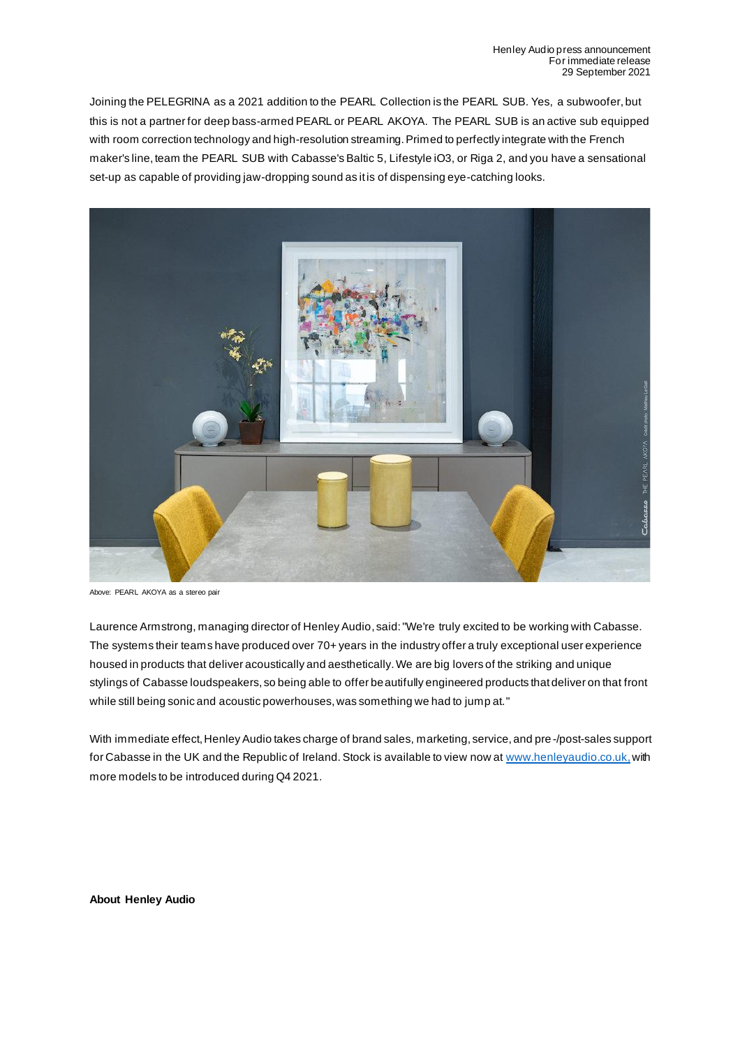Joining the PELEGRINA as a 2021 addition to the PEARL Collection is the PEARL SUB. Yes, a subwoofer, but this is not a partner for deep bass-armed PEARL or PEARL AKOYA. The PEARL SUB is an active sub equipped with room correction technology and high-resolution streaming. Primed to perfectly integrate with the French maker's line, team the PEARL SUB with Cabasse's Baltic 5, Lifestyle iO3, or Riga 2, and you have a sensational set-up as capable of providing jaw-dropping sound as it is of dispensing eye-catching looks.

Above: PEARL AKOYA as a stereo pair

Laurence Armstrong, managing director of Henley Audio, said: "We're truly excited to be working with Cabasse. The systems their teams have produced over 70+ years in the industry offer a truly exceptional user experience housed in products that deliver acoustically and aesthetically. We are big lovers of the striking and unique stylings of Cabasse loudspeakers, so being able to offer beautifully engineered products that deliver on that front while still being sonic and acoustic powerhouses, was something we had to jump at."

With immediate effect, Henley Audio takes charge of brand sales, marketing, service, and pre-/post-sales support for Cabasse in the UK and the Republic of Ireland. Stock is available to view now at [www.henleyaudio.co.uk](http://www.henleyaudio.co.uk), with more models to be introduced during Q4 2021.

**About Henley Audio**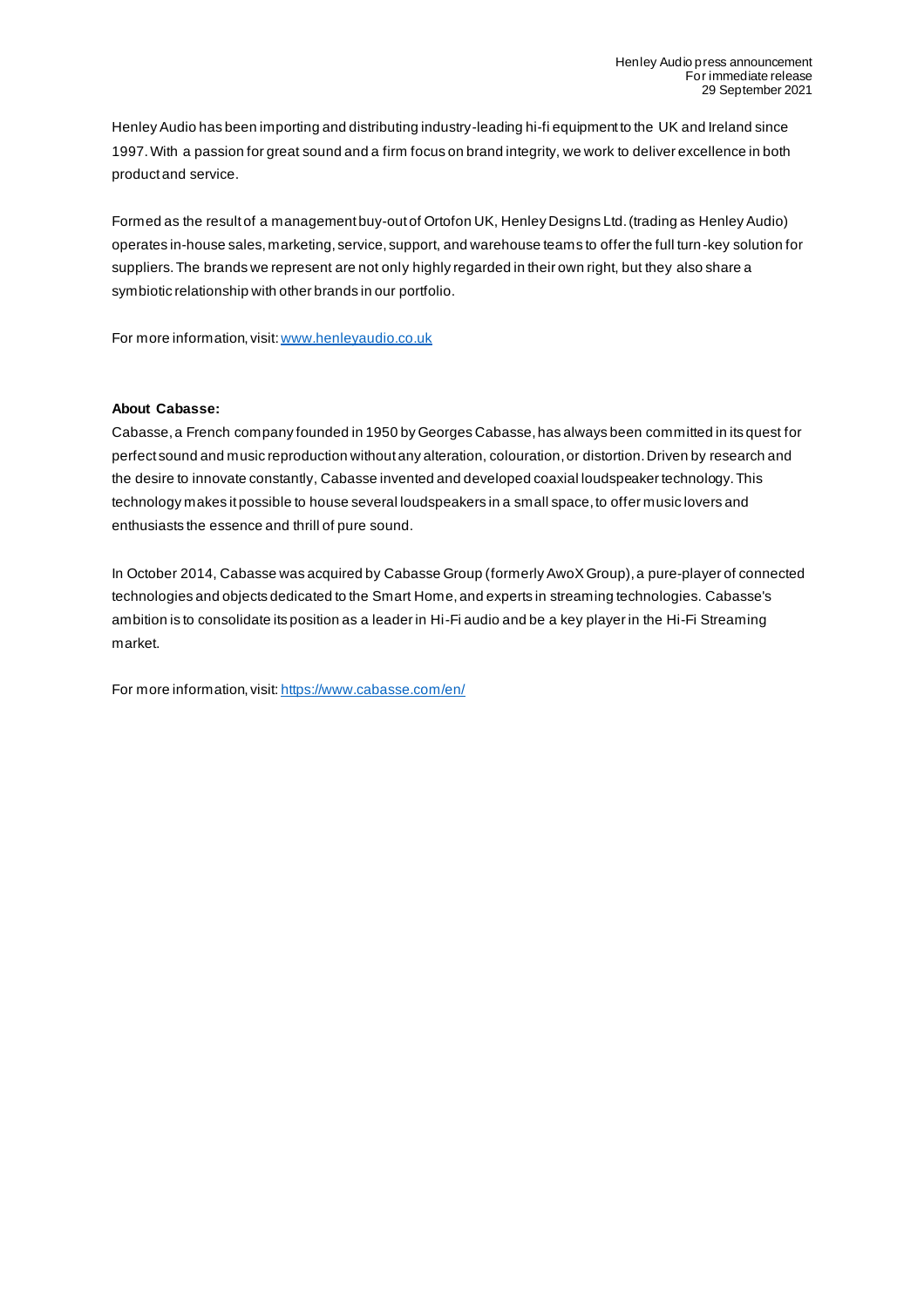Henley Audio press announcement
For immediate release
29 September 2021

Henley Audio has been importing and distributing industry-leading hi-fi equipment to the UK and Ireland since 1997. With a passion for great sound and a firm focus on brand integrity, we work to deliver excellence in both product and service.

Formed as the result of a management buy-out of Ortofon UK, Henley Designs Ltd. (trading as Henley Audio) operates in-house sales, marketing, service, support, and warehouse teams to offer the full turn-key solution for suppliers. The brands we represent are not only highly regarded in their own right, but they also share a symbiotic relationship with other brands in our portfolio.

For more information, visit: [www.henleyaudio.co.uk](www.henleyaudio.co.uk)

**About Cabasse:**

Cabasse, a French company founded in 1950 by Georges Cabasse, has always been committed in its quest for perfect sound and music reproduction without any alteration, colouration, or distortion. Driven by research and the desire to innovate constantly, Cabasse invented and developed coaxial loudspeaker technology. This technology makes it possible to house several loudspeakers in a small space, to offer music lovers and enthusiasts the essence and thrill of pure sound.

In October 2014, Cabasse was acquired by Cabasse Group (formerly AwoX Group), a pure-player of connected technologies and objects dedicated to the Smart Home, and experts in streaming technologies. Cabasse's ambition is to consolidate its position as a leader in Hi-Fi audio and be a key player in the Hi-Fi Streaming market.

For more information, visit: [https://www.cabasse.com/en/](https://www.cabasse.com/en/)